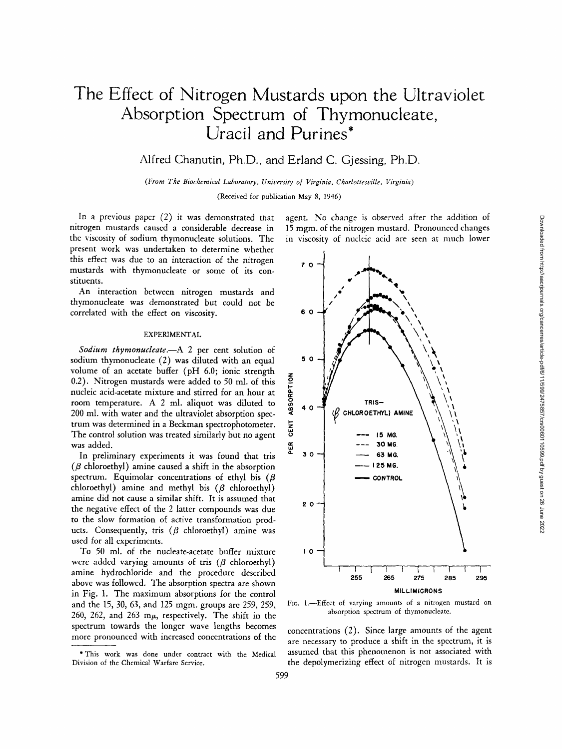# The Effect of Nitrogen Mustards upon the Ultraviolet Absorption Spectrum of Thymonucleate, Uracil and Purines*

Alfred Chanutin, Ph.D., and Erland C. Gjessing, Ph.D.

*(From The Biochemical Laboratory, University of Virginia, Charlottesville, Virginia)*

(Received for publication May 8, 1946)

In a previous paper (2) it was demonstrated that nitrogen mustards caused a considerable decrease in the viscosity of sodium thymonucleate solutions. The present work was undertaken to determine whether this effect was due to an interaction of the nitrogen mustards with thymonucleate or some of its constituents.

An interaction between nitrogen mustards and thymonucleate was demonstrated but could not be correlated with the effect on viscosity.

## EXPERIMENTAL

*Sodium thymonucleate.*—A 2 per cent solution of sodium thymonucleate (2) was diluted with an equal volume of an acetate buffer (pH 6.0; ionic strength 0.2). Nitrogen mustards were added to 50 ml. of this nucleic acid-acetate mixture and stirred for an hour at room temperature. A 2 ml. aliquot was diluted to 200 ml. with water and the ultraviolet absorption spectrum was determined in a Beckman spectrophotometer. The control solution was treated similarly but no agent was added.

In preliminary experiments it was found that tris ($\beta$ chloroethyl) amine caused a shift in the absorption spectrum. Equimolar concentrations of ethyl bis ($\beta$ chloroethyl) amine and methyl bis ($\beta$ chloroethyl) amine did not cause a similar shift. It is assumed that the negative effect of the 2 latter compounds was due to the slow formation of active transformation products. Consequently, tris ($\beta$ chloroethyl) amine was used for all experiments.

To 50 ml. of the nucleate-acetate buffer mixture were added varying amounts of tris ($\beta$ chloroethyl) amine hydrochloride and the procedure described above was followed. The absorption spectra are shown in Fig. 1. The maximum absorptions for the control and the 15, 30, 63, and 125 mgm. groups are 259, 259, 260, 262, and 263 m$\mu$, respectively. The shift in the spectrum towards the longer wave lengths becomes more pronounced with increased concentrations of the agent. No change is observed after the addition of 15 mgm. of the nitrogen mustard. Pronounced changes in viscosity of nucleic acid are seen at much lower concentrations (2). Since large amounts of the agent are necessary to produce a shift in the spectrum, it is assumed that this phenomenon is not associated with the depolymerizing effect of nitrogen mustards. It is

FIG. 1.—Effect of varying amounts of a nitrogen mustard on absorption spectrum of thymonucleate.

---

* This work was done under contract with the Medical Division of the Chemical Warfare Service.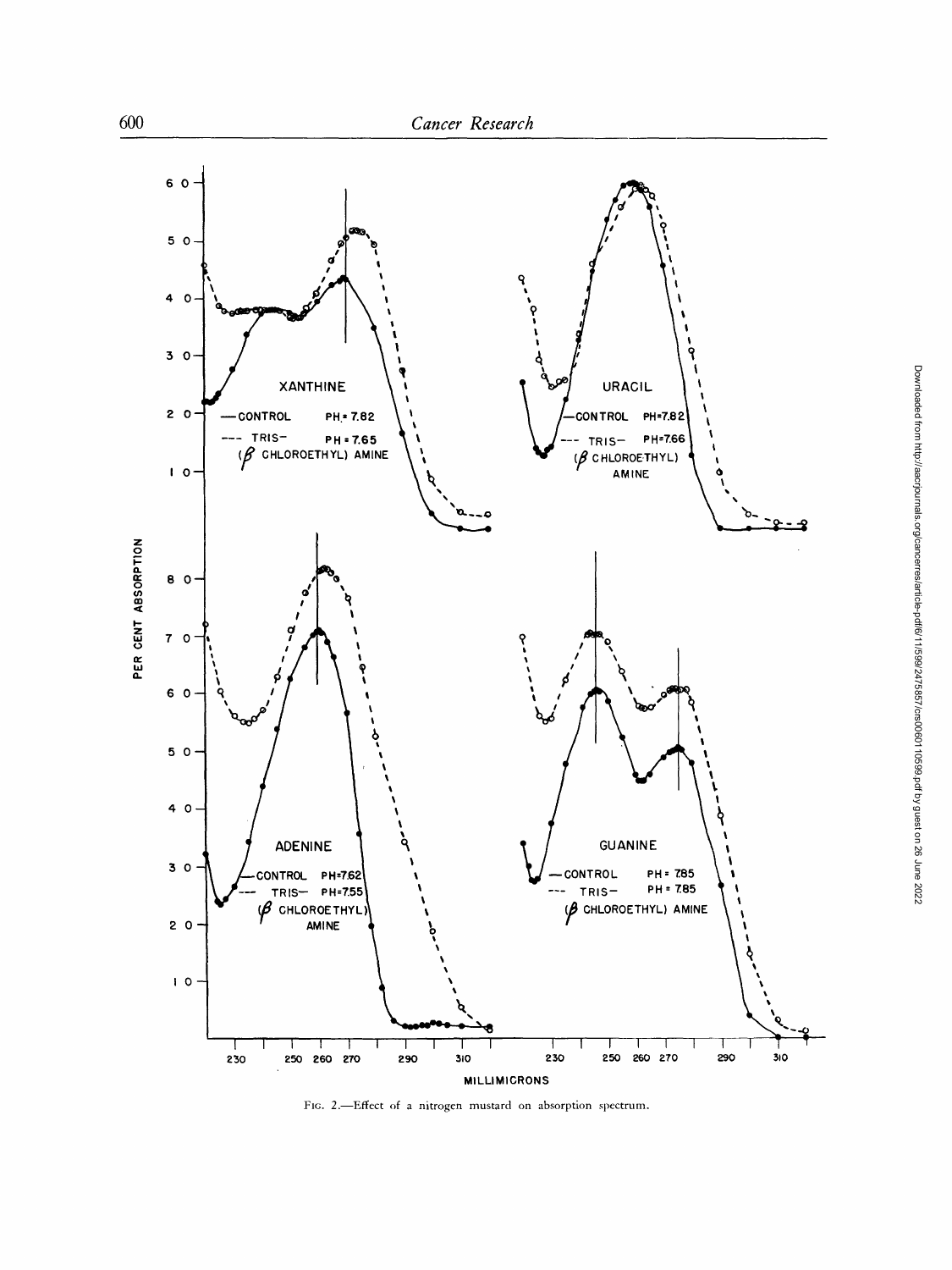FIG. 2.—Effect of a nitrogen mustard on absorption spectrum.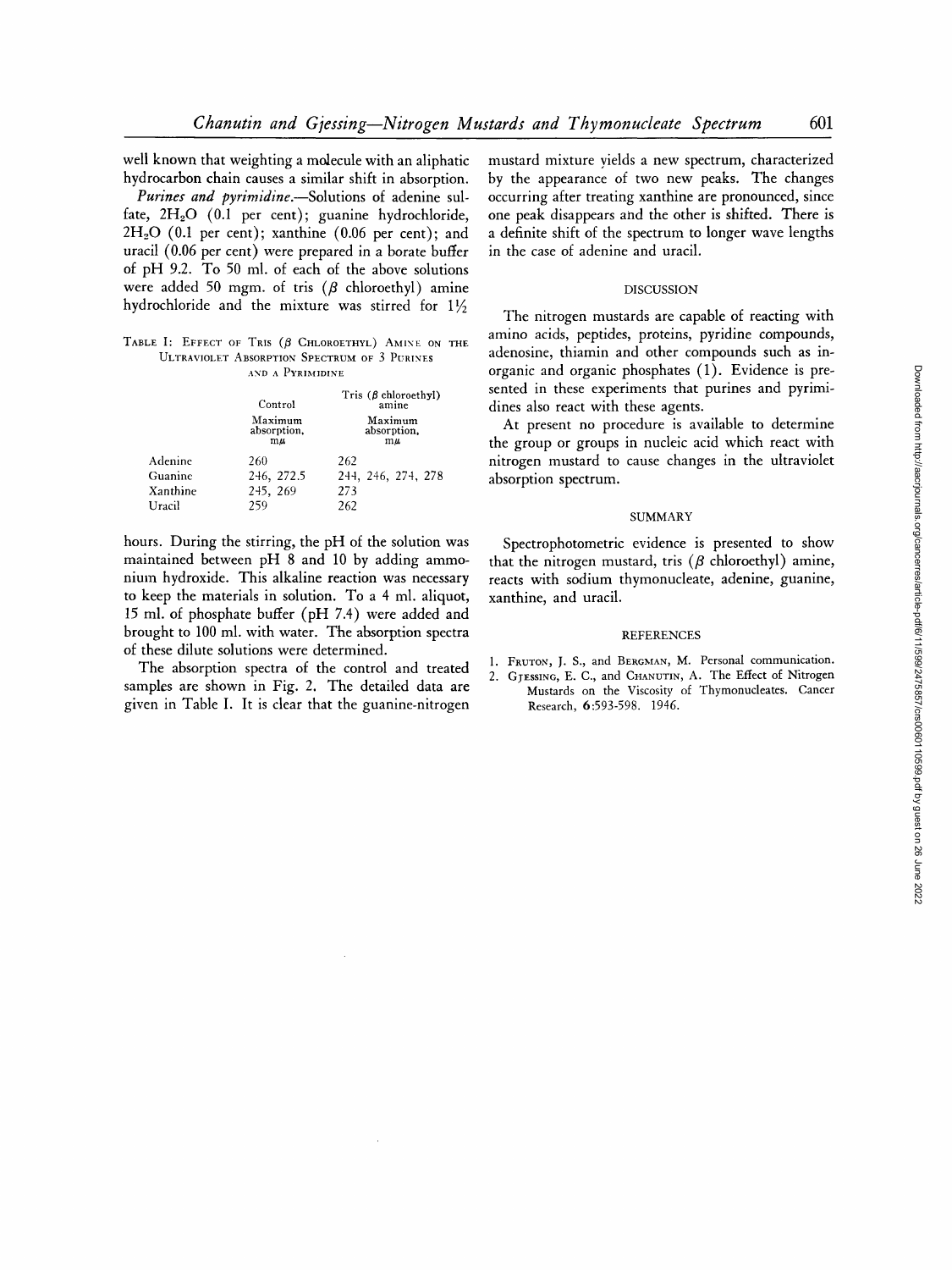well known that weighting a molecule with an aliphatic hydrocarbon chain causes a similar shift in absorption.

*Purines and pyrimidine.*—Solutions of adenine sulfate, $2H_2O$ (0.1 per cent); guanine hydrochloride, $2H_2O$ (0.1 per cent); xanthine (0.06 per cent); and uracil (0.06 per cent) were prepared in a borate buffer of pH 9.2. To 50 ml. of each of the above solutions were added 50 mgm. of tris ($\beta$ chloroethyl) amine hydrochloride and the mixture was stirred for 1½ hours. During the stirring, the pH of the solution was maintained between pH 8 and 10 by adding ammonium hydroxide. This alkaline reaction was necessary to keep the materials in solution. To a 4 ml. aliquot, 15 ml. of phosphate buffer (pH 7.4) were added and brought to 100 ml. with water. The absorption spectra of these dilute solutions were determined.

TABLE I: EFFECT OF TRIS ($\beta$ CHLOROETHYL) AMINE ON THE ULTRAVIOLET ABSORPTION SPECTRUM OF 3 PURINES AND A PYRIMIDINE

| | Control | Tris ($\beta$ chloroethyl) amine |
|---|---|---|
| | Maximum absorption, mμ | Maximum absorption, mμ |
| Adenine | 260 | 262 |
| Guanine | 246, 272.5 | 244, 246, 274, 278 |
| Xanthine | 245, 269 | 273 |
| Uracil | 259 | 262 |

The absorption spectra of the control and treated samples are shown in Fig. 2. The detailed data are given in Table I. It is clear that the guanine-nitrogen mustard mixture yields a new spectrum, characterized by the appearance of two new peaks. The changes occurring after treating xanthine are pronounced, since one peak disappears and the other is shifted. There is a definite shift of the spectrum to longer wave lengths in the case of adenine and uracil.

## DISCUSSION

The nitrogen mustards are capable of reacting with amino acids, peptides, proteins, pyridine compounds, adenosine, thiamin and other compounds such as inorganic and organic phosphates (1). Evidence is presented in these experiments that purines and pyrimidines also react with these agents.

At present no procedure is available to determine the group or groups in nucleic acid which react with nitrogen mustard to cause changes in the ultraviolet absorption spectrum.

## SUMMARY

Spectrophotometric evidence is presented to show that the nitrogen mustard, tris ($\beta$ chloroethyl) amine, reacts with sodium thymonucleate, adenine, guanine, xanthine, and uracil.

## REFERENCES

1. FRUTON, J. S., and BERGMAN, M. Personal communication.
2. GJESSING, E. C., and CHANUTIN, A. The Effect of Nitrogen Mustards on the Viscosity of Thymonucleates. Cancer Research, 6:593-598. 1946.